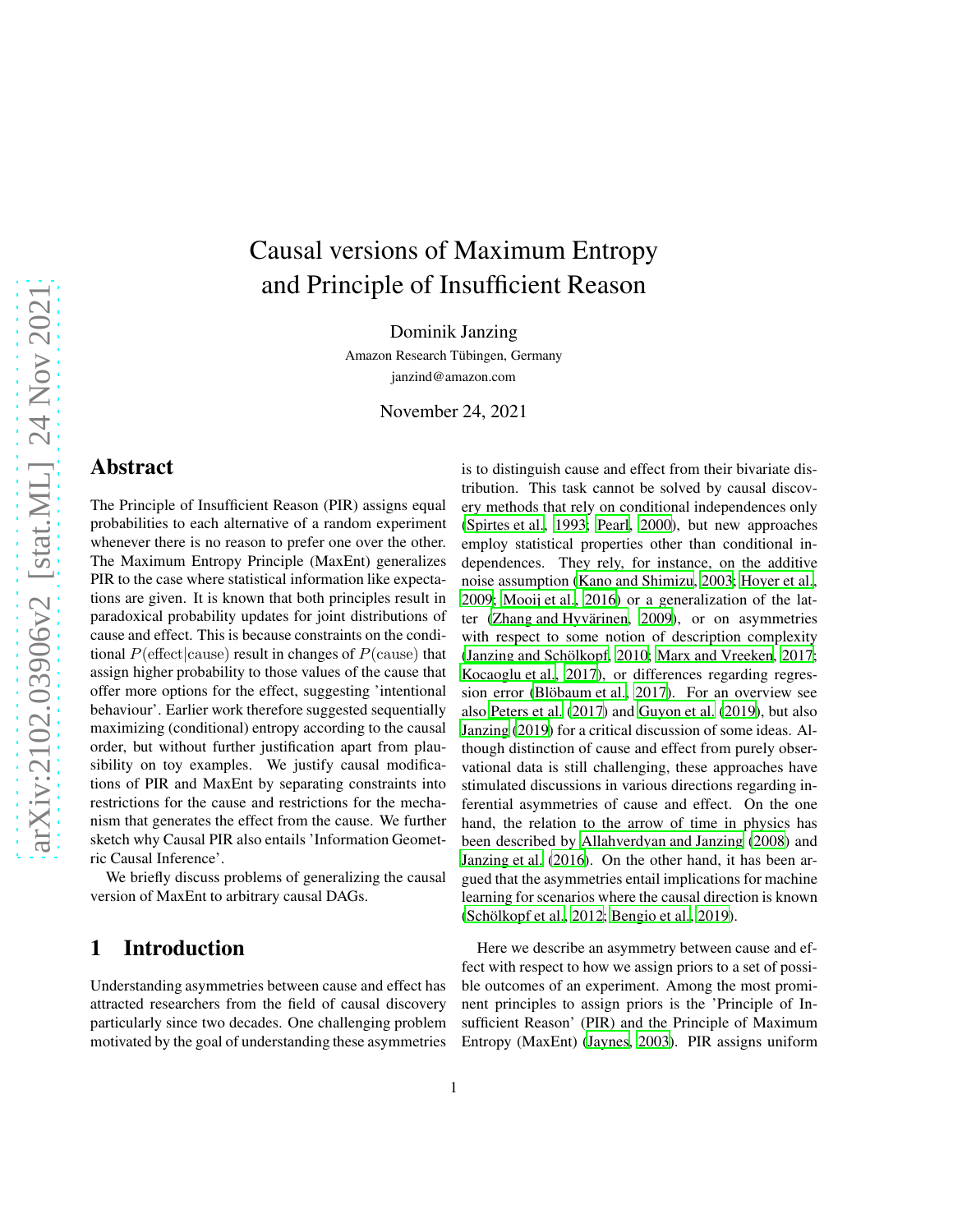# Causal versions of Maximum Entropy and Principle of Insufficient Reason

Dominik Janzing

Amazon Research Tübingen, Germany

janzind@amazon.com

November 24, 2021

## Abstract

The Principle of Insufficient Reason (PIR) assigns equal probabilities to each alternative of a random experiment whenever there is no reason to prefer one over the other. The Maximum Entropy Principle (MaxEnt) generalizes PIR to the case where statistical information like expectations are given. It is known that both principles result in paradoxical probability updates for joint distributions of cause and effect. This is because constraints on the conditional $P(\text{effect}|\text{cause})$ result in changes of $P(\text{cause})$ that assign higher probability to those values of the cause that offer more options for the effect, suggesting 'intentional behaviour'. Earlier work therefore suggested sequentially maximizing (conditional) entropy according to the causal order, but without further justification apart from plausibility on toy examples. We justify causal modifications of PIR and MaxEnt by separating constraints into restrictions for the cause and restrictions for the mechanism that generates the effect from the cause. We further sketch why Causal PIR also entails 'Information Geometric Causal Inference'.

We briefly discuss problems of generalizing the causal version of MaxEnt to arbitrary causal DAGs.

## 1 Introduction

Understanding asymmetries between cause and effect has attracted researchers from the field of causal discovery particularly since two decades. One challenging problem motivated by the goal of understanding these asymmetries is to distinguish cause and effect from their bivariate distribution. This task cannot be solved by causal discovery methods that rely on conditional independences only (Spirtes et al., 1993; Pearl, 2000), but new approaches employ statistical properties other than conditional independences. They rely, for instance, on the additive noise assumption (Kano and Shimizu, 2003; Hoyer et al., 2009; Mooij et al., 2016) or a generalization of the latter (Zhang and Hyvärinen, 2009), or on asymmetries with respect to some notion of description complexity (Janzing and Schölkopf, 2010; Marx and Vreeken, 2017; Kocaoglu et al., 2017), or differences regarding regression error (Blöbaum et al., 2017). For an overview see also Peters et al. (2017) and Guyon et al. (2019), but also Janzing (2019) for a critical discussion of some ideas. Although distinction of cause and effect from purely observational data is still challenging, these approaches have stimulated discussions in various directions regarding inferential asymmetries of cause and effect. On the one hand, the relation to the arrow of time in physics has been described by Allahverdyan and Janzing (2008) and Janzing et al. (2016). On the other hand, it has been argued that the asymmetries entail implications for machine learning for scenarios where the causal direction is known (Schölkopf et al., 2012; Bengio et al., 2019).

Here we describe an asymmetry between cause and effect with respect to how we assign priors to a set of possible outcomes of an experiment. Among the most prominent principles to assign priors is the 'Principle of Insufficient Reason' (PIR) and the Principle of Maximum Entropy (MaxEnt) (Jaynes, 2003). PIR assigns uniform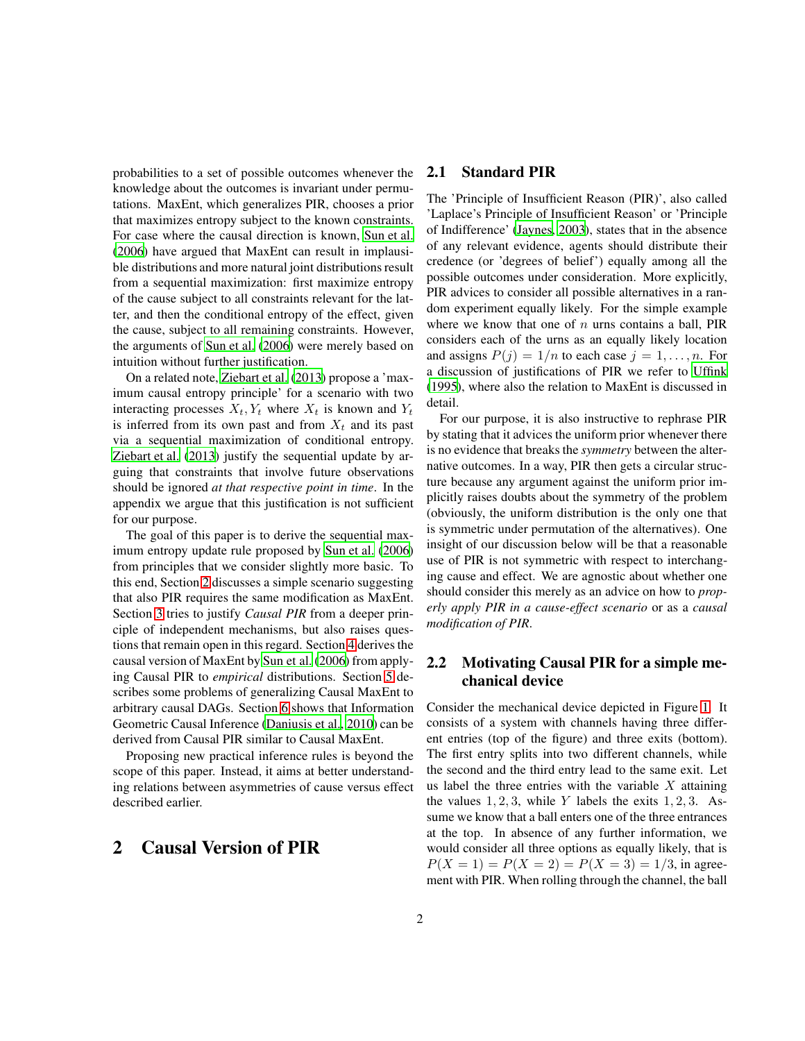probabilities to a set of possible outcomes whenever the knowledge about the outcomes is invariant under permutations. MaxEnt, which generalizes PIR, chooses a prior that maximizes entropy subject to the known constraints. For case where the causal direction is known, Sun et al. (2006) have argued that MaxEnt can result in implausible distributions and more natural joint distributions result from a sequential maximization: first maximize entropy of the cause subject to all constraints relevant for the latter, and then the conditional entropy of the effect, given the cause, subject to all remaining constraints. However, the arguments of Sun et al. (2006) were merely based on intuition without further justification.

On a related note, Ziebart et al. (2013) propose a 'maximum causal entropy principle' for a scenario with two interacting processes $X_t, Y_t$ where $X_t$ is known and $Y_t$ is inferred from its own past and from $X_t$ and its past via a sequential maximization of conditional entropy. Ziebart et al. (2013) justify the sequential update by arguing that constraints that involve future observations should be ignored *at that respective point in time*. In the appendix we argue that this justification is not sufficient for our purpose.

The goal of this paper is to derive the sequential maximum entropy update rule proposed by Sun et al. (2006) from principles that we consider slightly more basic. To this end, Section 2 discusses a simple scenario suggesting that also PIR requires the same modification as MaxEnt. Section 3 tries to justify *Causal PIR* from a deeper principle of independent mechanisms, but also raises questions that remain open in this regard. Section 4 derives the causal version of MaxEnt by Sun et al. (2006) from applying Causal PIR to *empirical* distributions. Section 5 describes some problems of generalizing Causal MaxEnt to arbitrary causal DAGs. Section 6 shows that Information Geometric Causal Inference (Daniusis et al., 2010) can be derived from Causal PIR similar to Causal MaxEnt.

Proposing new practical inference rules is beyond the scope of this paper. Instead, it aims at better understanding relations between asymmetries of cause versus effect described earlier.

# 2 Causal Version of PIR

## 2.1 Standard PIR

The 'Principle of Insufficient Reason (PIR)', also called 'Laplace's Principle of Insufficient Reason' or 'Principle of Indifference' (Jaynes, 2003), states that in the absence of any relevant evidence, agents should distribute their credence (or 'degrees of belief') equally among all the possible outcomes under consideration. More explicitly, PIR advices to consider all possible alternatives in a random experiment equally likely. For the simple example where we know that one of $n$ urns contains a ball, PIR considers each of the urns as an equally likely location and assigns $P(j) = 1/n$ to each case $j = 1, \ldots, n$. For a discussion of justifications of PIR we refer to Uffink (1995), where also the relation to MaxEnt is discussed in detail.

For our purpose, it is also instructive to rephrase PIR by stating that it advices the uniform prior whenever there is no evidence that breaks the *symmetry* between the alternative outcomes. In a way, PIR then gets a circular structure because any argument against the uniform prior implicitly raises doubts about the symmetry of the problem (obviously, the uniform distribution is the only one that is symmetric under permutation of the alternatives). One insight of our discussion below will be that a reasonable use of PIR is not symmetric with respect to interchanging cause and effect. We are agnostic about whether one should consider this merely as an advice on how to *properly apply PIR in a cause-effect scenario* or as a *causal modification of PIR*.

## 2.2 Motivating Causal PIR for a simple mechanical device

Consider the mechanical device depicted in Figure 1. It consists of a system with channels having three different entries (top of the figure) and three exits (bottom). The first entry splits into two different channels, while the second and the third entry lead to the same exit. Let us label the three entries with the variable $X$ attaining the values $1, 2, 3$, while $Y$ labels the exits $1, 2, 3$. Assume we know that a ball enters one of the three entrances at the top. In absence of any further information, we would consider all three options as equally likely, that is $P(X = 1) = P(X = 2) = P(X = 3) = 1/3$, in agreement with PIR. When rolling through the channel, the ball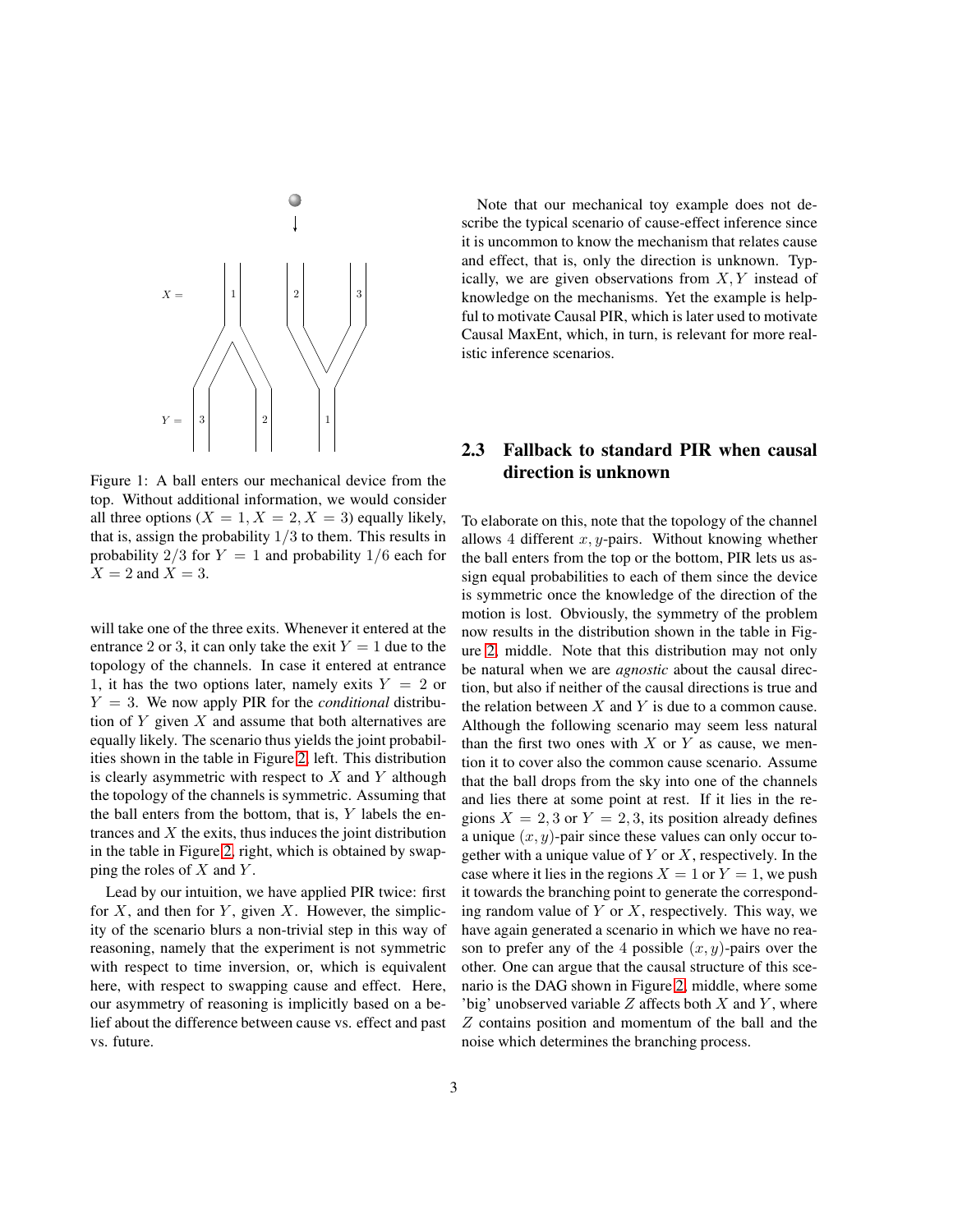Figure 1: A ball enters our mechanical device from the top. Without additional information, we would consider all three options ($X = 1, X = 2, X = 3$) equally likely, that is, assign the probability $1/3$ to them. This results in probability $2/3$ for $Y = 1$ and probability $1/6$ each for $X = 2$ and $X = 3$.

will take one of the three exits. Whenever it entered at the entrance 2 or 3, it can only take the exit $Y = 1$ due to the topology of the channels. In case it entered at entrance 1, it has the two options later, namely exits $Y = 2$ or $Y = 3$. We now apply PIR for the *conditional* distribution of $Y$ given $X$ and assume that both alternatives are equally likely. The scenario thus yields the joint probabilities shown in the table in Figure 2, left. This distribution is clearly asymmetric with respect to $X$ and $Y$ although the topology of the channels is symmetric. Assuming that the ball enters from the bottom, that is, $Y$ labels the entrances and $X$ the exits, thus induces the joint distribution in the table in Figure 2, right, which is obtained by swapping the roles of $X$ and $Y$.

Lead by our intuition, we have applied PIR twice: first for $X$, and then for $Y$, given $X$. However, the simplicity of the scenario blurs a non-trivial step in this way of reasoning, namely that the experiment is not symmetric with respect to time inversion, or, which is equivalent here, with respect to swapping cause and effect. Here, our asymmetry of reasoning is implicitly based on a belief about the difference between cause vs. effect and past vs. future.

Note that our mechanical toy example does not describe the typical scenario of cause-effect inference since it is uncommon to know the mechanism that relates cause and effect, that is, only the direction is unknown. Typically, we are given observations from $X, Y$ instead of knowledge on the mechanisms. Yet the example is helpful to motivate Causal PIR, which is later used to motivate Causal MaxEnt, which, in turn, is relevant for more realistic inference scenarios.

## 2.3 Fallback to standard PIR when causal direction is unknown

To elaborate on this, note that the topology of the channel allows 4 different $x, y$-pairs. Without knowing whether the ball enters from the top or the bottom, PIR lets us assign equal probabilities to each of them since the device is symmetric once the knowledge of the direction of the motion is lost. Obviously, the symmetry of the problem now results in the distribution shown in the table in Figure 2, middle. Note that this distribution may not only be natural when we are *agnostic* about the causal direction, but also if neither of the causal directions is true and the relation between $X$ and $Y$ is due to a common cause. Although the following scenario may seem less natural than the first two ones with $X$ or $Y$ as cause, we mention it to cover also the common cause scenario. Assume that the ball drops from the sky into one of the channels and lies there at some point at rest. If it lies in the regions $X = 2, 3$ or $Y = 2, 3$, its position already defines a unique $(x, y)$-pair since these values can only occur together with a unique value of $Y$ or $X$, respectively. In the case where it lies in the regions $X = 1$ or $Y = 1$, we push it towards the branching point to generate the corresponding random value of $Y$ or $X$, respectively. This way, we have again generated a scenario in which we have no reason to prefer any of the 4 possible $(x, y)$-pairs over the other. One can argue that the causal structure of this scenario is the DAG shown in Figure 2, middle, where some 'big' unobserved variable $Z$ affects both $X$ and $Y$, where $Z$ contains position and momentum of the ball and the noise which determines the branching process.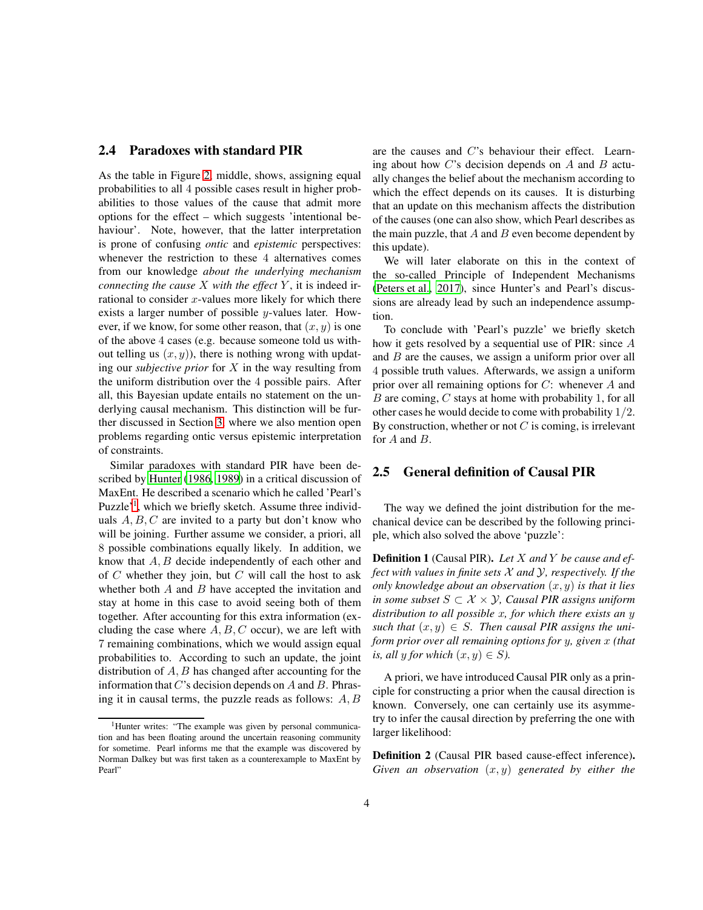### 2.4 Paradoxes with standard PIR

As the table in Figure 2, middle, shows, assigning equal probabilities to all 4 possible cases result in higher probabilities to those values of the cause that admit more options for the effect – which suggests 'intentional behaviour'. Note, however, that the latter interpretation is prone of confusing *ontic* and *epistemic* perspectives: whenever the restriction to these 4 alternatives comes from our knowledge *about the underlying mechanism connecting the cause $X$ with the effect $Y$*, it is indeed irrational to consider $x$-values more likely for which there exists a larger number of possible $y$-values later. However, if we know, for some other reason, that $(x, y)$ is one of the above 4 cases (e.g. because someone told us without telling us $(x, y)$), there is nothing wrong with updating our *subjective prior* for $X$ in the way resulting from the uniform distribution over the 4 possible pairs. After all, this Bayesian update entails no statement on the underlying causal mechanism. This distinction will be further discussed in Section 3, where we also mention open problems regarding ontic versus epistemic interpretation of constraints.

Similar paradoxes with standard PIR have been described by Hunter (1986, 1989) in a critical discussion of MaxEnt. He described a scenario which he called 'Pearl's Puzzle'[1], which we briefly sketch. Assume three individuals $A, B, C$ are invited to a party but don't know who will be joining. Further assume we consider, a priori, all 8 possible combinations equally likely. In addition, we know that $A, B$ decide independently of each other and of $C$ whether they join, but $C$ will call the host to ask whether both $A$ and $B$ have accepted the invitation and stay at home in this case to avoid seeing both of them together. After accounting for this extra information (excluding the case where $A, B, C$ occur), we are left with 7 remaining combinations, which we would assign equal probabilities to. According to such an update, the joint distribution of $A, B$ has changed after accounting for the information that $C$'s decision depends on $A$ and $B$. Phrasing it in causal terms, the puzzle reads as follows: $A, B$ are the causes and $C$'s behaviour their effect. Learning about how $C$'s decision depends on $A$ and $B$ actually changes the belief about the mechanism according to which the effect depends on its causes. It is disturbing that an update on this mechanism affects the distribution of the causes (one can also show, which Pearl describes as the main puzzle, that $A$ and $B$ even become dependent by this update).

We will later elaborate on this in the context of the so-called Principle of Independent Mechanisms (Peters et al., 2017), since Hunter's and Pearl's discussions are already lead by such an independence assumption.

To conclude with 'Pearl's puzzle' we briefly sketch how it gets resolved by a sequential use of PIR: since $A$ and $B$ are the causes, we assign a uniform prior over all 4 possible truth values. Afterwards, we assign a uniform prior over all remaining options for $C$: whenever $A$ and $B$ are coming, $C$ stays at home with probability 1, for all other cases he would decide to come with probability $1/2$. By construction, whether or not $C$ is coming, is irrelevant for $A$ and $B$.

### 2.5 General definition of Causal PIR

The way we defined the joint distribution for the mechanical device can be described by the following principle, which also solved the above 'puzzle':

**Definition 1** (Causal PIR). *Let $X$ and $Y$ be cause and effect with values in finite sets $\mathcal{X}$ and $\mathcal{Y}$, respectively. If the only knowledge about an observation $(x, y)$ is that it lies in some subset $S \subset \mathcal{X} \times \mathcal{Y}$, Causal PIR assigns uniform distribution to all possible $x$, for which there exists an $y$ such that $(x, y) \in S$. Then causal PIR assigns the uniform prior over all remaining options for $y$, given $x$ (that is, all $y$ for which $(x, y) \in S$).*

A priori, we have introduced Causal PIR only as a principle for constructing a prior when the causal direction is known. Conversely, one can certainly use its asymmetry to infer the causal direction by preferring the one with larger likelihood:

**Definition 2** (Causal PIR based cause-effect inference). *Given an observation $(x, y)$ generated by either the*

[1] Hunter writes: "The example was given by personal communication and has been floating around the uncertain reasoning community for sometime. Pearl informs me that the example was discovered by Norman Dalkey but was first taken as a counterexample to MaxEnt by Pearl"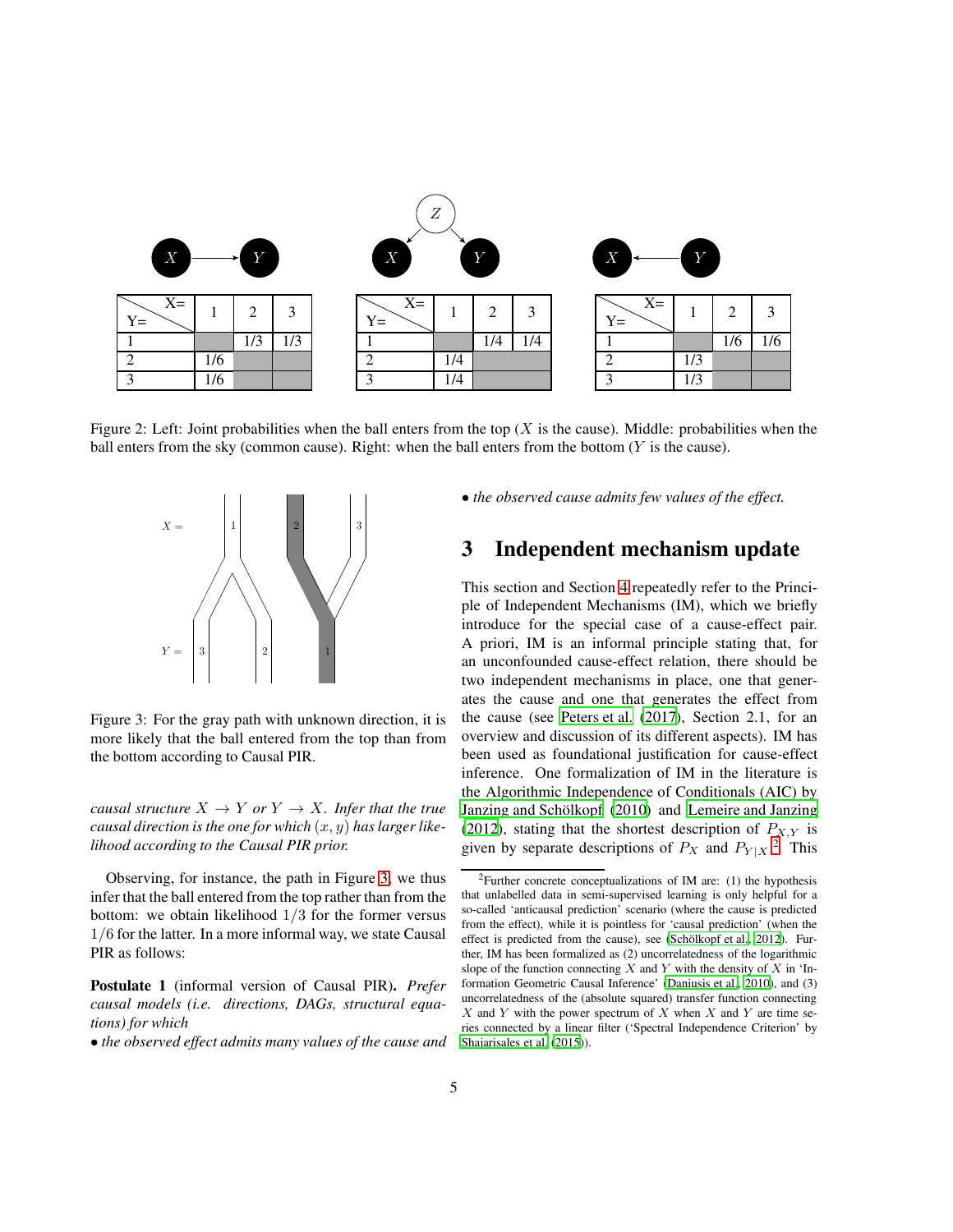| Y= \ X= | 1 | 2 | 3 |
|---|---|---|---|
| 1 | | 1/3 | 1/3 |
| 2 | 1/6 | | |
| 3 | 1/6 | | |

| Y= \ X= | 1 | 2 | 3 |
|---|---|---|---|
| 1 | | 1/4 | 1/4 |
| 2 | 1/4 | | |
| 3 | 1/4 | | |

| Y= \ X= | 1 | 2 | 3 |
|---|---|---|---|
| 1 | | 1/6 | 1/6 |
| 2 | 1/3 | | |
| 3 | 1/3 | | |

Figure 2: Left: Joint probabilities when the ball enters from the top ($X$ is the cause). Middle: probabilities when the ball enters from the sky (common cause). Right: when the ball enters from the bottom ($Y$ is the cause).

Figure 3: For the gray path with unknown direction, it is more likely that the ball entered from the top than from the bottom according to Causal PIR.

*causal structure $X \to Y$ or $Y \to X$. Infer that the true causal direction is the one for which $(x, y)$ has larger likelihood according to the Causal PIR prior.*

Observing, for instance, the path in Figure 3, we thus infer that the ball entered from the top rather than from the bottom: we obtain likelihood $1/3$ for the former versus $1/6$ for the latter. In a more informal way, we state Causal PIR as follows:

**Postulate 1** (informal version of Causal PIR). *Prefer causal models (i.e. directions, DAGs, structural equations) for which*

- *the observed effect admits many values of the cause and*
- *the observed cause admits few values of the effect.*

## 3 Independent mechanism update

This section and Section 4 repeatedly refer to the Principle of Independent Mechanisms (IM), which we briefly introduce for the special case of a cause-effect pair. A priori, IM is an informal principle stating that, for an unconfounded cause-effect relation, there should be two independent mechanisms in place, one that generates the cause and one that generates the effect from the cause (see Peters et al. (2017), Section 2.1, for an overview and discussion of its different aspects). IM has been used as foundational justification for cause-effect inference. One formalization of IM in the literature is the Algorithmic Independence of Conditionals (AIC) by Janzing and Schölkopf (2010) and Lemeire and Janzing (2012), stating that the shortest description of $P_{X,Y}$ is given by separate descriptions of $P_X$ and $P_{Y|X}$.[2] This

[2]Further concrete conceptualizations of IM are: (1) the hypothesis that unlabelled data in semi-supervised learning is only helpful for a so-called 'anticausal prediction' scenario (where the cause is predicted from the effect), while it is pointless for 'causal prediction' (when the effect is predicted from the cause), see (Schölkopf et al., 2012). Further, IM has been formalized as (2) uncorrelatedness of the logarithmic slope of the function connecting $X$ and $Y$ with the density of $X$ in 'Information Geometric Causal Inference' (Daniusis et al., 2010), and (3) uncorrelatedness of the (absolute squared) transfer function connecting $X$ and $Y$ with the power spectrum of $X$ when $X$ and $Y$ are time series connected by a linear filter ('Spectral Independence Criterion' by Shajarisales et al. (2015)).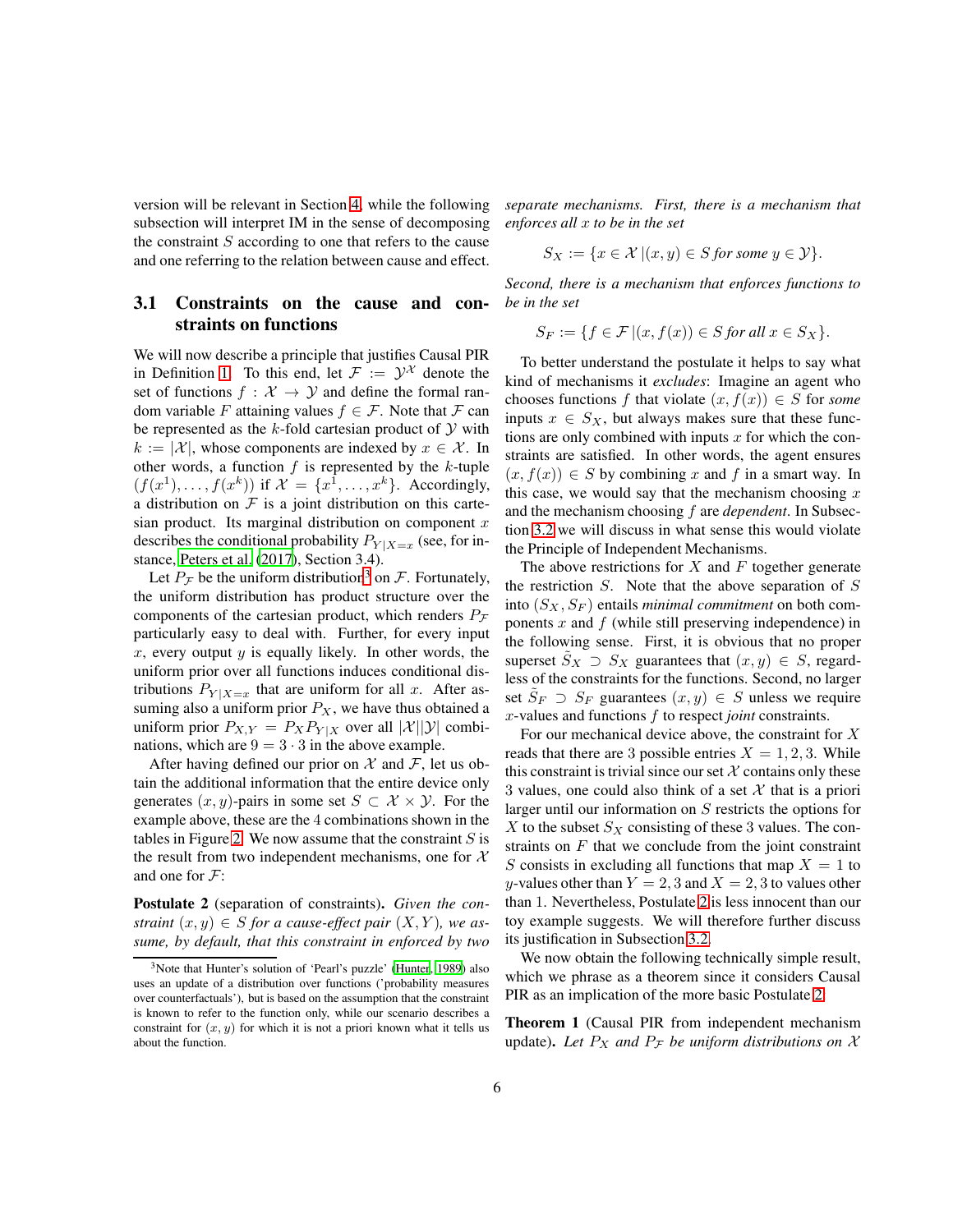version will be relevant in Section 4, while the following subsection will interpret IM in the sense of decomposing the constraint $S$ according to one that refers to the cause and one referring to the relation between cause and effect.

### 3.1 Constraints on the cause and constraints on functions

We will now describe a principle that justifies Causal PIR in Definition 1. To this end, let $\mathcal{F} := \mathcal{Y}^{\mathcal{X}}$ denote the set of functions $f : \mathcal{X} \to \mathcal{Y}$ and define the formal random variable $F$ attaining values $f \in \mathcal{F}$. Note that $\mathcal{F}$ can be represented as the $k$-fold cartesian product of $\mathcal{Y}$ with $k := |\mathcal{X}|$, whose components are indexed by $x \in \mathcal{X}$. In other words, a function $f$ is represented by the $k$-tuple $(f(x^1), \ldots, f(x^k))$ if $\mathcal{X} = \{x^1, \ldots, x^k\}$. Accordingly, a distribution on $\mathcal{F}$ is a joint distribution on this cartesian product. Its marginal distribution on component $x$ describes the conditional probability $P_{Y|X=x}$ (see, for instance, Peters et al. (2017), Section 3.4).

Let $P_{\mathcal{F}}$ be the uniform distribution[3] on $\mathcal{F}$. Fortunately, the uniform distribution has product structure over the components of the cartesian product, which renders $P_{\mathcal{F}}$ particularly easy to deal with. Further, for every input $x$, every output $y$ is equally likely. In other words, the uniform prior over all functions induces conditional distributions $P_{Y|X=x}$ that are uniform for all $x$. After assuming also a uniform prior $P_X$, we have thus obtained a uniform prior $P_{X,Y} = P_X P_{Y|X}$ over all $|\mathcal{X}||\mathcal{Y}|$ combinations, which are $9 = 3 \cdot 3$ in the above example.

After having defined our prior on $\mathcal{X}$ and $\mathcal{F}$, let us obtain the additional information that the entire device only generates $(x, y)$-pairs in some set $S \subset \mathcal{X} \times \mathcal{Y}$. For the example above, these are the 4 combinations shown in the tables in Figure 2. We now assume that the constraint $S$ is the result from two independent mechanisms, one for $\mathcal{X}$ and one for $\mathcal{F}$:

**Postulate 2** (separation of constraints). *Given the constraint $(x, y) \in S$ for a cause-effect pair $(X, Y)$, we assume, by default, that this constraint in enforced by two separate mechanisms. First, there is a mechanism that enforces all $x$ to be in the set*

$$S_X := \{x \in \mathcal{X} \,|(x, y) \in S \text{ for some } y \in \mathcal{Y}\}.$$

*Second, there is a mechanism that enforces functions to be in the set*

$$S_F := \{f \in \mathcal{F} \,|(x, f(x)) \in S \text{ for all } x \in S_X\}.$$

To better understand the postulate it helps to say what kind of mechanisms it *excludes*: Imagine an agent who chooses functions $f$ that violate $(x, f(x)) \in S$ for *some* inputs $x \in S_X$, but always makes sure that these functions are only combined with inputs $x$ for which the constraints are satisfied. In other words, the agent ensures $(x, f(x)) \in S$ by combining $x$ and $f$ in a smart way. In this case, we would say that the mechanism choosing $x$ and the mechanism choosing $f$ are *dependent*. In Subsection 3.2 we will discuss in what sense this would violate the Principle of Independent Mechanisms.

The above restrictions for $X$ and $F$ together generate the restriction $S$. Note that the above separation of $S$ into $(S_X, S_F)$ entails *minimal commitment* on both components $x$ and $f$ (while still preserving independence) in the following sense. First, it is obvious that no proper superset $\tilde{S}_X \supset S_X$ guarantees that $(x, y) \in S$, regardless of the constraints for the functions. Second, no larger set $\tilde{S}_F \supset S_F$ guarantees $(x, y) \in S$ unless we require $x$-values and functions $f$ to respect *joint* constraints.

For our mechanical device above, the constraint for $X$ reads that there are 3 possible entries $X = 1, 2, 3$. While this constraint is trivial since our set $\mathcal{X}$ contains only these 3 values, one could also think of a set $\mathcal{X}$ that is a priori larger until our information on $S$ restricts the options for $X$ to the subset $S_X$ consisting of these 3 values. The constraints on $F$ that we conclude from the joint constraint $S$ consists in excluding all functions that map $X = 1$ to $y$-values other than $Y = 2, 3$ and $X = 2, 3$ to values other than 1. Nevertheless, Postulate 2 is less innocent than our toy example suggests. We will therefore further discuss its justification in Subsection 3.2.

We now obtain the following technically simple result, which we phrase as a theorem since it considers Causal PIR as an implication of the more basic Postulate 2.

**Theorem 1** (Causal PIR from independent mechanism update). *Let $P_X$ and $P_{\mathcal{F}}$ be uniform distributions on $\mathcal{X}$*

---

[3] Note that Hunter's solution of 'Pearl's puzzle' (Hunter, 1989) also uses an update of a distribution over functions ('probability measures over counterfactuals'), but is based on the assumption that the constraint is known to refer to the function only, while our scenario describes a constraint for $(x, y)$ for which it is not a priori known what it tells us about the function.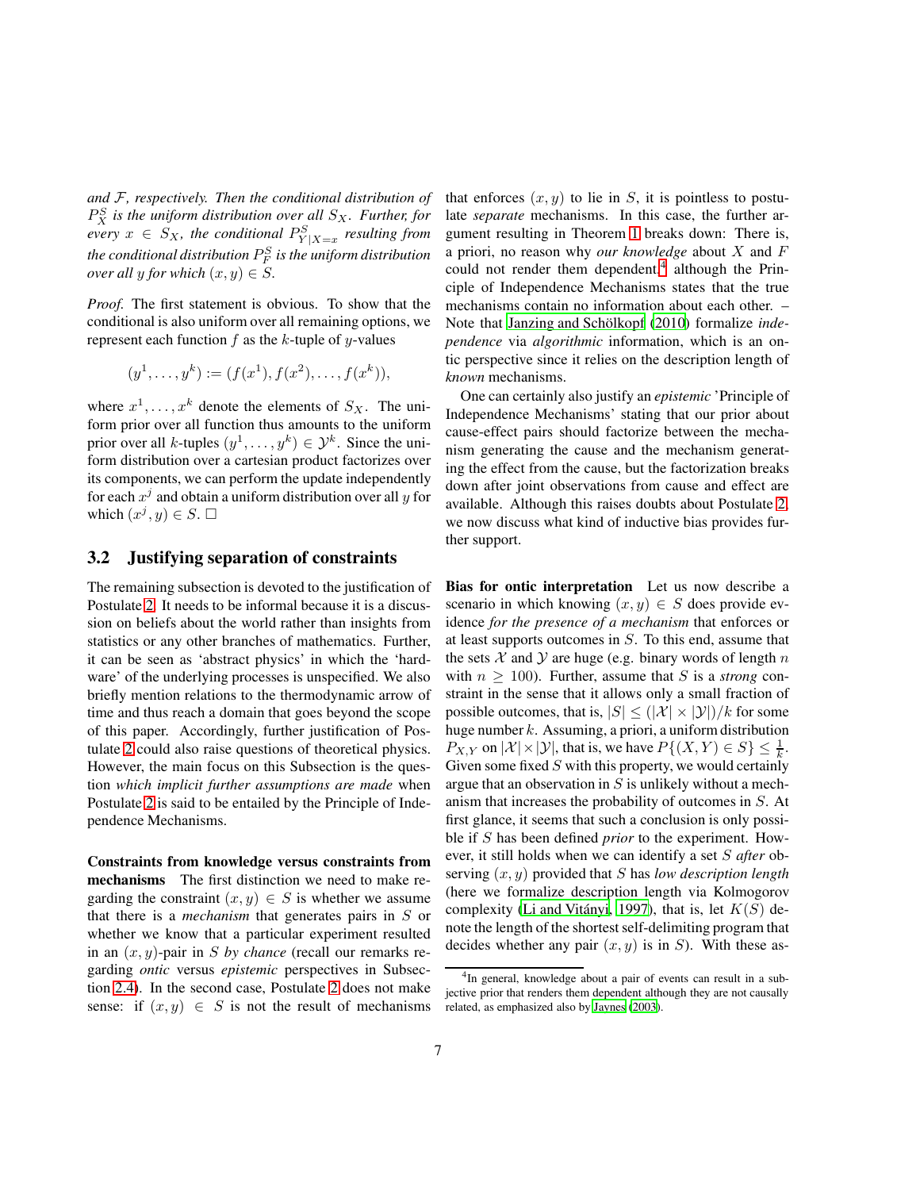*and $\mathcal{F}$, respectively. Then the conditional distribution of $P^S_X$ is the uniform distribution over all $S_X$. Further, for every $x \in S_X$, the conditional $P^S_{Y|X=x}$ resulting from the conditional distribution $P^S_F$ is the uniform distribution over all $y$ for which $(x,y) \in S$.*

*Proof.* The first statement is obvious. To show that the conditional is also uniform over all remaining options, we represent each function $f$ as the $k$-tuple of $y$-values

$$(y^1, \dots, y^k) := (f(x^1), f(x^2), \dots, f(x^k)),$$

where $x^1, \dots, x^k$ denote the elements of $S_X$. The uniform prior over all function thus amounts to the uniform prior over all $k$-tuples $(y^1, \dots, y^k) \in \mathcal{Y}^k$. Since the uniform distribution over a cartesian product factorizes over its components, we can perform the update independently for each $x^j$ and obtain a uniform distribution over all $y$ for which $(x^j, y) \in S$. □

## 3.2 Justifying separation of constraints

The remaining subsection is devoted to the justification of Postulate 2. It needs to be informal because it is a discussion on beliefs about the world rather than insights from statistics or any other branches of mathematics. Further, it can be seen as 'abstract physics' in which the 'hardware' of the underlying processes is unspecified. We also briefly mention relations to the thermodynamic arrow of time and thus reach a domain that goes beyond the scope of this paper. Accordingly, further justification of Postulate 2 could also raise questions of theoretical physics. However, the main focus on this Subsection is the question *which implicit further assumptions are made* when Postulate 2 is said to be entailed by the Principle of Independence Mechanisms.

**Constraints from knowledge versus constraints from mechanisms** The first distinction we need to make regarding the constraint $(x,y) \in S$ is whether we assume that there is a *mechanism* that generates pairs in $S$ or whether we know that a particular experiment resulted in an $(x,y)$-pair in $S$ *by chance* (recall our remarks regarding *ontic* versus *epistemic* perspectives in Subsection 2.4). In the second case, Postulate 2 does not make sense: if $(x,y) \in S$ is not the result of mechanisms that enforces $(x,y)$ to lie in $S$, it is pointless to postulate *separate* mechanisms. In this case, the further argument resulting in Theorem 1 breaks down: There is, a priori, no reason why *our knowledge* about $X$ and $F$ could not render them dependent,[4] although the Principle of Independence Mechanisms states that the true mechanisms contain no information about each other. – Note that Janzing and Schölkopf (2010) formalize *independence* via *algorithmic* information, which is an ontic perspective since it relies on the description length of *known* mechanisms.

One can certainly also justify an *epistemic* 'Principle of Independence Mechanisms' stating that our prior about cause-effect pairs should factorize between the mechanism generating the cause and the mechanism generating the effect from the cause, but the factorization breaks down after joint observations from cause and effect are available. Although this raises doubts about Postulate 2, we now discuss what kind of inductive bias provides further support.

**Bias for ontic interpretation** Let us now describe a scenario in which knowing $(x,y) \in S$ does provide evidence *for the presence of a mechanism* that enforces or at least supports outcomes in $S$. To this end, assume that the sets $\mathcal{X}$ and $\mathcal{Y}$ are huge (e.g. binary words of length $n$ with $n \geq 100$). Further, assume that $S$ is a *strong* constraint in the sense that it allows only a small fraction of possible outcomes, that is, $|S| \leq (|\mathcal{X}| \times |\mathcal{Y}|)/k$ for some huge number $k$. Assuming, a priori, a uniform distribution $P_{X,Y}$ on $|\mathcal{X}| \times |\mathcal{Y}|$, that is, we have $P\{(X,Y) \in S\} \leq \frac{1}{k}$. Given some fixed $S$ with this property, we would certainly argue that an observation in $S$ is unlikely without a mechanism that increases the probability of outcomes in $S$. At first glance, it seems that such a conclusion is only possible if $S$ has been defined *prior* to the experiment. However, it still holds when we can identify a set $S$ *after* observing $(x,y)$ provided that $S$ has *low description length* (here we formalize description length via Kolmogorov complexity (Li and Vitányi, 1997), that is, let $K(S)$ denote the length of the shortest self-delimiting program that decides whether any pair $(x,y)$ is in $S$). With these as-

[4] In general, knowledge about a pair of events can result in a subjective prior that renders them dependent although they are not causally related, as emphasized also by Jaynes (2003).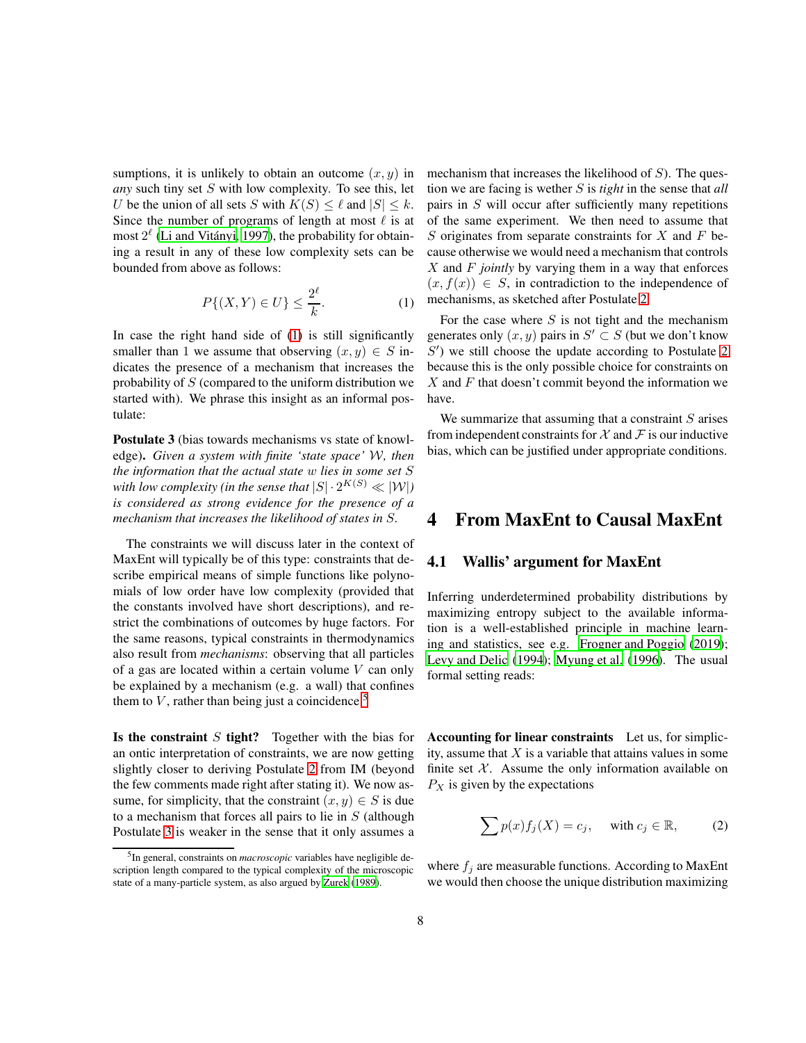sumptions, it is unlikely to obtain an outcome $(x, y)$ in *any* such tiny set $S$ with low complexity. To see this, let $U$ be the union of all sets $S$ with $K(S) \leq \ell$ and $|S| \leq k$. Since the number of programs of length at most $\ell$ is at most $2^\ell$ (Li and Vitányi, 1997), the probability for obtaining a result in any of these low complexity sets can be bounded from above as follows:

$$P\{(X, Y) \in U\} \leq \frac{2^\ell}{k}. \qquad (1)$$

In case the right hand side of (1) is still significantly smaller than 1 we assume that observing $(x, y) \in S$ indicates the presence of a mechanism that increases the probability of $S$ (compared to the uniform distribution we started with). We phrase this insight as an informal postulate:

**Postulate 3** (bias towards mechanisms vs state of knowledge)**.** *Given a system with finite 'state space' $\mathcal{W}$, then the information that the actual state $w$ lies in some set $S$ with low complexity (in the sense that $|S| \cdot 2^{K(S)} \ll |\mathcal{W}|$) is considered as strong evidence for the presence of a mechanism that increases the likelihood of states in $S$.*

The constraints we will discuss later in the context of MaxEnt will typically be of this type: constraints that describe empirical means of simple functions like polynomials of low order have low complexity (provided that the constants involved have short descriptions), and restrict the combinations of outcomes by huge factors. For the same reasons, typical constraints in thermodynamics also result from *mechanisms*: observing that all particles of a gas are located within a certain volume $V$ can only be explained by a mechanism (e.g. a wall) that confines them to $V$, rather than being just a coincidence.[5]

**Is the constraint $S$ tight?** Together with the bias for an ontic interpretation of constraints, we are now getting slightly closer to deriving Postulate 2 from IM (beyond the few comments made right after stating it). We now assume, for simplicity, that the constraint $(x, y) \in S$ is due to a mechanism that forces all pairs to lie in $S$ (although Postulate 3 is weaker in the sense that it only assumes a mechanism that increases the likelihood of $S$). The question we are facing is wether $S$ is *tight* in the sense that *all* pairs in $S$ will occur after sufficiently many repetitions of the same experiment. We then need to assume that $S$ originates from separate constraints for $X$ and $F$ because otherwise we would need a mechanism that controls $X$ and $F$ *jointly* by varying them in a way that enforces $(x, f(x)) \in S$, in contradiction to the independence of mechanisms, as sketched after Postulate 2.

For the case where $S$ is not tight and the mechanism generates only $(x, y)$ pairs in $S' \subset S$ (but we don't know $S'$) we still choose the update according to Postulate 2 because this is the only possible choice for constraints on $X$ and $F$ that doesn't commit beyond the information we have.

We summarize that assuming that a constraint $S$ arises from independent constraints for $\mathcal{X}$ and $\mathcal{F}$ is our inductive bias, which can be justified under appropriate conditions.

# 4 From MaxEnt to Causal MaxEnt

## 4.1 Wallis' argument for MaxEnt

Inferring underdetermined probability distributions by maximizing entropy subject to the available information is a well-established principle in machine learning and statistics, see e.g. Frogner and Poggio (2019); Levy and Delic (1994); Myung et al. (1996). The usual formal setting reads:

**Accounting for linear constraints** Let us, for simplicity, assume that $X$ is a variable that attains values in some finite set $\mathcal{X}$. Assume the only information available on $P_X$ is given by the expectations

$$\sum p(x) f_j(X) = c_j, \quad \text{with } c_j \in \mathbb{R}, \qquad (2)$$

where $f_j$ are measurable functions. According to MaxEnt we would then choose the unique distribution maximizing

[5] In general, constraints on *macroscopic* variables have negligible description length compared to the typical complexity of the microscopic state of a many-particle system, as also argued by Zurek (1989).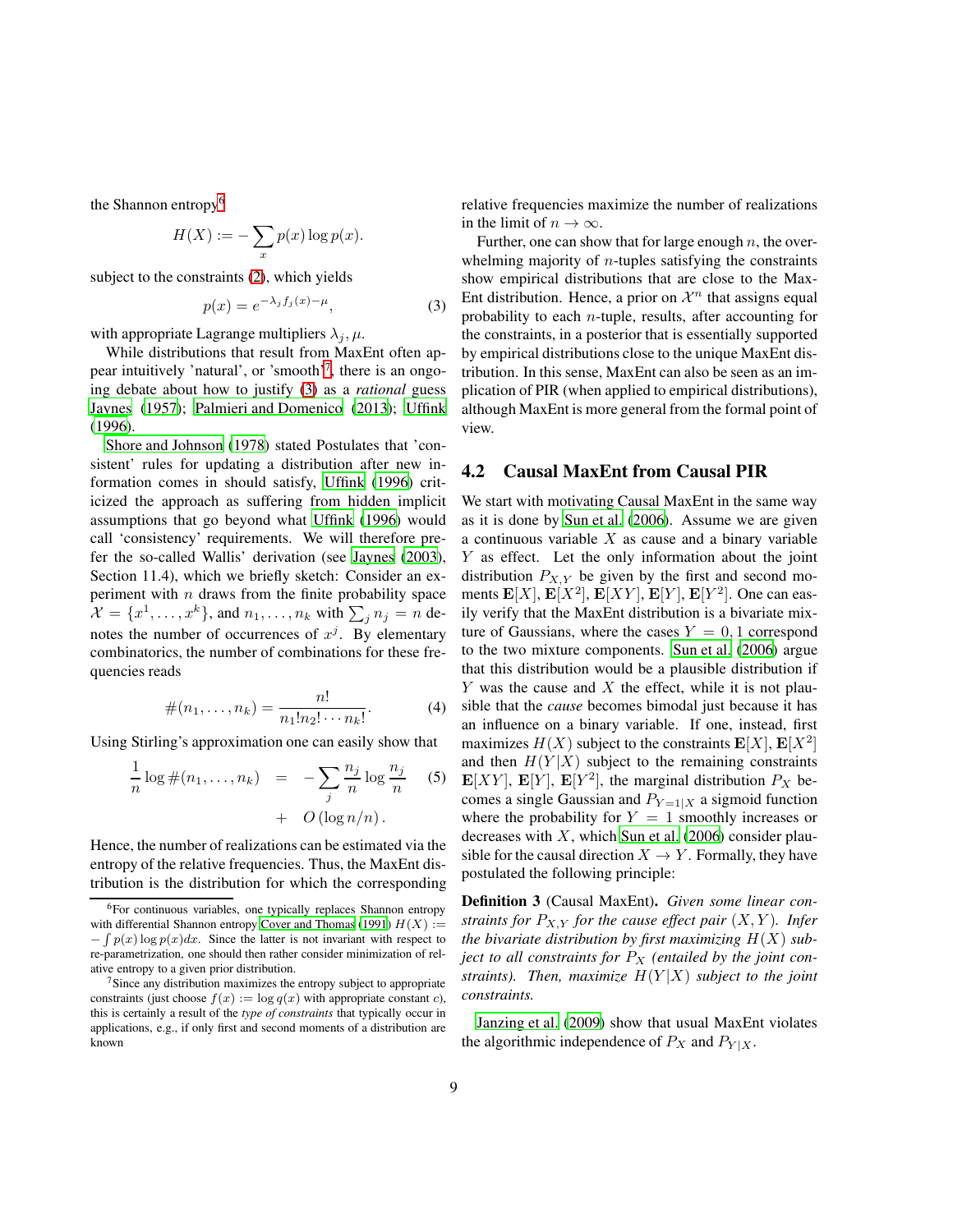the Shannon entropy[6]

$$H(X) := -\sum_x p(x) \log p(x).$$

subject to the constraints (2), which yields

$$p(x) = e^{-\lambda_j f_j(x) - \mu}, \tag{3}$$

with appropriate Lagrange multipliers $\lambda_j, \mu$.

While distributions that result from MaxEnt often appear intuitively 'natural', or 'smooth'[7], there is an ongoing debate about how to justify (3) as a *rational* guess Jaynes (1957); Palmieri and Domenico (2013); Uffink (1996).

Shore and Johnson (1978) stated Postulates that 'consistent' rules for updating a distribution after new information comes in should satisfy, Uffink (1996) criticized the approach as suffering from hidden implicit assumptions that go beyond what Uffink (1996) would call 'consistency' requirements. We will therefore prefer the so-called Wallis' derivation (see Jaynes (2003), Section 11.4), which we briefly sketch: Consider an experiment with $n$ draws from the finite probability space $\mathcal{X} = \{x^1, \dots, x^k\}$, and $n_1, \dots, n_k$ with $\sum_j n_j = n$ denotes the number of occurrences of $x^j$. By elementary combinatorics, the number of combinations for these frequencies reads

$$\#(n_1, \dots, n_k) = \frac{n!}{n_1! n_2! \cdots n_k!}. \tag{4}$$

Using Stirling's approximation one can easily show that

$$\frac{1}{n} \log \#(n_1, \dots, n_k) = -\sum_j \frac{n_j}{n} \log \frac{n_j}{n} + O(\log n / n). \tag{5}$$

Hence, the number of realizations can be estimated via the entropy of the relative frequencies. Thus, the MaxEnt distribution is the distribution for which the corresponding relative frequencies maximize the number of realizations in the limit of $n \to \infty$.

Further, one can show that for large enough $n$, the overwhelming majority of $n$-tuples satisfying the constraints show empirical distributions that are close to the MaxEnt distribution. Hence, a prior on $\mathcal{X}^n$ that assigns equal probability to each $n$-tuple, results, after accounting for the constraints, in a posterior that is essentially supported by empirical distributions close to the unique MaxEnt distribution. In this sense, MaxEnt can also be seen as an implication of PIR (when applied to empirical distributions), although MaxEnt is more general from the formal point of view.

## 4.2 Causal MaxEnt from Causal PIR

We start with motivating Causal MaxEnt in the same way as it is done by Sun et al. (2006). Assume we are given a continuous variable $X$ as cause and a binary variable $Y$ as effect. Let the only information about the joint distribution $P_{X,Y}$ be given by the first and second moments $\mathbf{E}[X]$, $\mathbf{E}[X^2]$, $\mathbf{E}[XY]$, $\mathbf{E}[Y]$, $\mathbf{E}[Y^2]$. One can easily verify that the MaxEnt distribution is a bivariate mixture of Gaussians, where the cases $Y = 0, 1$ correspond to the two mixture components. Sun et al. (2006) argue that this distribution would be a plausible distribution if $Y$ was the cause and $X$ the effect, while it is not plausible that the *cause* becomes bimodal just because it has an influence on a binary variable. If one, instead, first maximizes $H(X)$ subject to the constraints $\mathbf{E}[X]$, $\mathbf{E}[X^2]$ and then $H(Y|X)$ subject to the remaining constraints $\mathbf{E}[XY]$, $\mathbf{E}[Y]$, $\mathbf{E}[Y^2]$, the marginal distribution $P_X$ becomes a single Gaussian and $P_{Y=1|X}$ a sigmoid function where the probability for $Y = 1$ smoothly increases or decreases with $X$, which Sun et al. (2006) consider plausible for the causal direction $X \to Y$. Formally, they have postulated the following principle:

**Definition 3** (Causal MaxEnt). *Given some linear constraints for $P_{X,Y}$ for the cause effect pair $(X, Y)$. Infer the bivariate distribution by first maximizing $H(X)$ subject to all constraints for $P_X$ (entailed by the joint constraints). Then, maximize $H(Y|X)$ subject to the joint constraints.*

Janzing et al. (2009) show that usual MaxEnt violates the algorithmic independence of $P_X$ and $P_{Y|X}$.

---

[6] For continuous variables, one typically replaces Shannon entropy with differential Shannon entropy Cover and Thomas (1991) $H(X) := -\int p(x) \log p(x) dx$. Since the latter is not invariant with respect to re-parametrization, one should then rather consider minimization of relative entropy to a given prior distribution.

[7] Since any distribution maximizes the entropy subject to appropriate constraints (just choose $f(x) := \log q(x)$ with appropriate constant $c$), this is certainly a result of the *type of constraints* that typically occur in applications, e.g., if only first and second moments of a distribution are known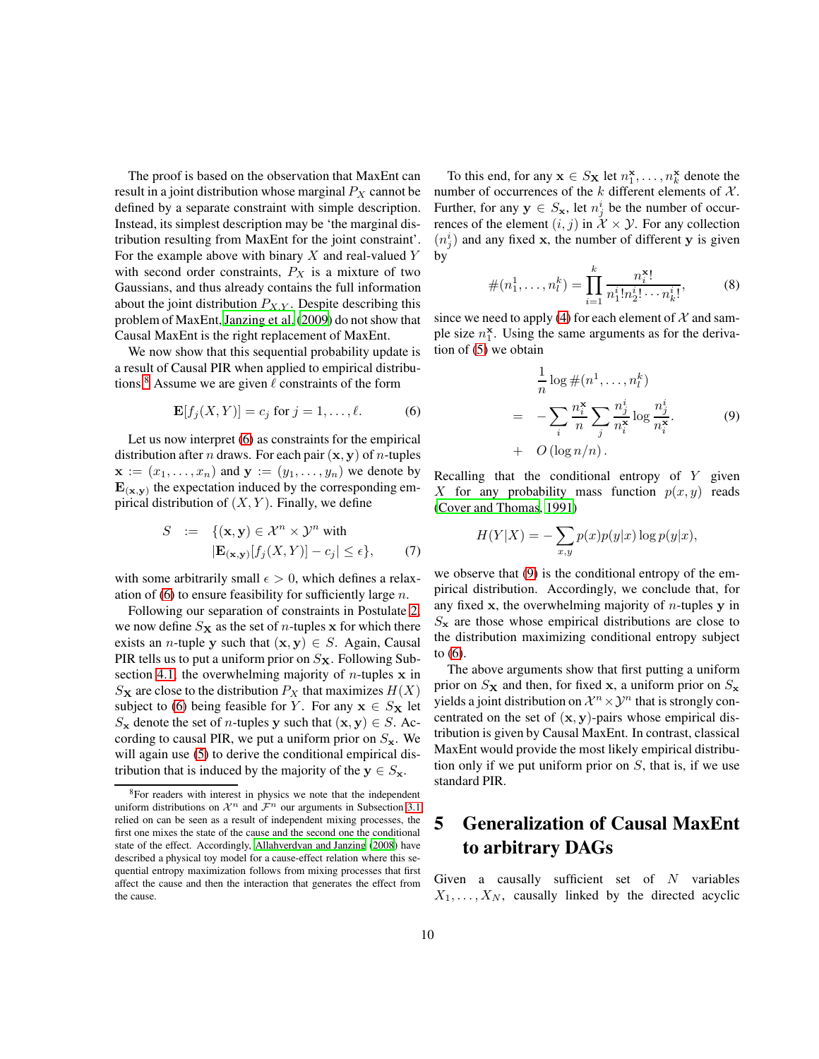The proof is based on the observation that MaxEnt can result in a joint distribution whose marginal $P_X$ cannot be defined by a separate constraint with simple description. Instead, its simplest description may be 'the marginal distribution resulting from MaxEnt for the joint constraint'. For the example above with binary $X$ and real-valued $Y$ with second order constraints, $P_X$ is a mixture of two Gaussians, and thus already contains the full information about the joint distribution $P_{X,Y}$. Despite describing this problem of MaxEnt, Janzing et al. (2009) do not show that Causal MaxEnt is the right replacement of MaxEnt.

We now show that this sequential probability update is a result of Causal PIR when applied to empirical distributions.[8] Assume we are given $\ell$ constraints of the form

$$\mathbf{E}[f_j(X,Y)] = c_j \text{ for } j = 1,\dots,\ell. \tag{6}$$

Let us now interpret (6) as constraints for the empirical distribution after $n$ draws. For each pair $(\mathbf{x},\mathbf{y})$ of $n$-tuples $\mathbf{x} := (x_1,\dots,x_n)$ and $\mathbf{y} := (y_1,\dots,y_n)$ we denote by $\mathbf{E}_{(\mathbf{x},\mathbf{y})}$ the expectation induced by the corresponding empirical distribution of $(X,Y)$. Finally, we define

$$\begin{aligned} S \;:=\; & \{(\mathbf{x},\mathbf{y}) \in \mathcal{X}^n \times \mathcal{Y}^n \text{ with} \\ & |\mathbf{E}_{(\mathbf{x},\mathbf{y})}[f_j(X,Y)] - c_j| \leq \epsilon\}, \end{aligned} \tag{7}$$

with some arbitrarily small $\epsilon > 0$, which defines a relaxation of (6) to ensure feasibility for sufficiently large $n$.

Following our separation of constraints in Postulate 2, we now define $S_{\mathbf{X}}$ as the set of $n$-tuples $\mathbf{x}$ for which there exists an $n$-tuple $\mathbf{y}$ such that $(\mathbf{x},\mathbf{y}) \in S$. Again, Causal PIR tells us to put a uniform prior on $S_{\mathbf{X}}$. Following Subsection 4.1, the overwhelming majority of $n$-tuples $\mathbf{x}$ in $S_{\mathbf{X}}$ are close to the distribution $P_X$ that maximizes $H(X)$ subject to (6) being feasible for $Y$. For any $\mathbf{x} \in S_{\mathbf{X}}$ let $S_{\mathbf{x}}$ denote the set of $n$-tuples $\mathbf{y}$ such that $(\mathbf{x},\mathbf{y}) \in S$. According to causal PIR, we put a uniform prior on $S_{\mathbf{x}}$. We will again use (5) to derive the conditional empirical distribution that is induced by the majority of the $\mathbf{y} \in S_{\mathbf{x}}$.

To this end, for any $\mathbf{x} \in S_{\mathbf{X}}$ let $n_1^{\mathbf{x}},\dots,n_k^{\mathbf{x}}$ denote the number of occurrences of the $k$ different elements of $\mathcal{X}$. Further, for any $\mathbf{y} \in S_{\mathbf{x}}$, let $n_j^i$ be the number of occurrences of the element $(i,j)$ in $\mathcal{X} \times \mathcal{Y}$. For any collection $(n_j^i)$ and any fixed $\mathbf{x}$, the number of different $\mathbf{y}$ is given by

$$\#(n_1^1,\dots,n_l^k) = \prod_{i=1}^{k} \frac{n_i^{\mathbf{x}}!}{n_1^i! n_2^i! \cdots n_k^i!}, \tag{8}$$

since we need to apply (4) for each element of $\mathcal{X}$ and sample size $n_1^{\mathbf{x}}$. Using the same arguments as for the derivation of (5) we obtain

$$\begin{aligned} & \frac{1}{n} \log \#(n^1,\dots,n_l^k) \\ = & -\sum_i \frac{n_i^{\mathbf{x}}}{n} \sum_j \frac{n_j^i}{n_i^{\mathbf{x}}} \log \frac{n_j^i}{n_i^{\mathbf{x}}} \\ + & \; O\left(\log n/n\right). \end{aligned} \tag{9}$$

Recalling that the conditional entropy of $Y$ given $X$ for any probability mass function $p(x,y)$ reads (Cover and Thomas, 1991)

$$H(Y|X) = -\sum_{x,y} p(x)p(y|x)\log p(y|x),$$

we observe that (9) is the conditional entropy of the empirical distribution. Accordingly, we conclude that, for any fixed $\mathbf{x}$, the overwhelming majority of $n$-tuples $\mathbf{y}$ in $S_{\mathbf{x}}$ are those whose empirical distributions are close to the distribution maximizing conditional entropy subject to (6).

The above arguments show that first putting a uniform prior on $S_{\mathbf{X}}$ and then, for fixed $\mathbf{x}$, a uniform prior on $S_{\mathbf{x}}$ yields a joint distribution on $\mathcal{X}^n \times \mathcal{Y}^n$ that is strongly concentrated on the set of $(\mathbf{x},\mathbf{y})$-pairs whose empirical distribution is given by Causal MaxEnt. In contrast, classical MaxEnt would provide the most likely empirical distribution only if we put uniform prior on $S$, that is, if we use standard PIR.

# 5 Generalization of Causal MaxEnt to arbitrary DAGs

Given a causally sufficient set of $N$ variables $X_1,\dots,X_N$, causally linked by the directed acyclic

[8] For readers with interest in physics we note that the independent uniform distributions on $\mathcal{X}^n$ and $\mathcal{F}^n$ our arguments in Subsection 3.1 relied on can be seen as a result of independent mixing processes, the first one mixes the state of the cause and the second one the conditional state of the effect. Accordingly, Allahverdyan and Janzing (2008) have described a physical toy model for a cause-effect relation where this sequential entropy maximization follows from mixing processes that first affect the cause and then the interaction that generates the effect from the cause.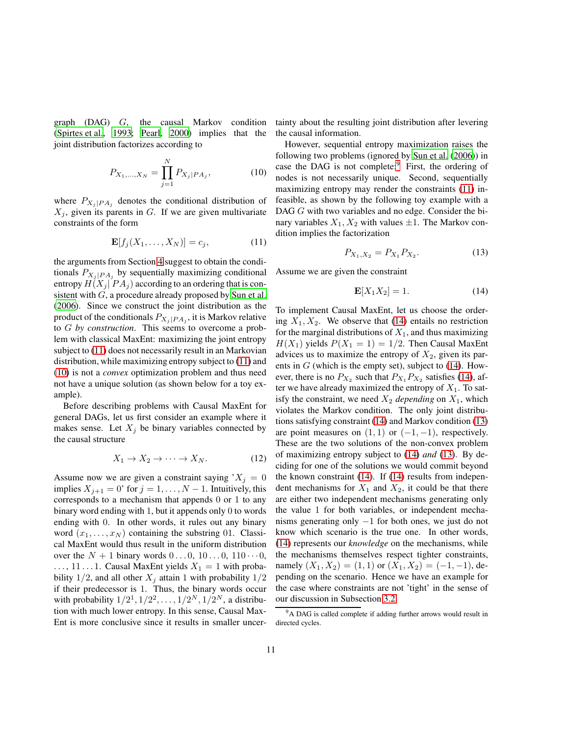graph (DAG) $G$, the causal Markov condition (Spirtes et al., 1993; Pearl, 2000) implies that the joint distribution factorizes according to

$$P_{X_1,\ldots,X_N} = \prod_{j=1}^{N} P_{X_j|PA_j}, \tag{10}$$

where $P_{X_j|PA_j}$ denotes the conditional distribution of $X_j$, given its parents in $G$. If we are given multivariate constraints of the form

$$\mathbf{E}[f_j(X_1,\ldots,X_N)] = c_j, \tag{11}$$

the arguments from Section 4 suggest to obtain the conditionals $P_{X_j|PA_j}$ by sequentially maximizing conditional entropy $H(X_j|\,PA_j)$ according to an ordering that is consistent with $G$, a procedure already proposed by Sun et al. (2006). Since we construct the joint distribution as the product of the conditionals $P_{X_j|PA_j}$, it is Markov relative to $G$ *by construction*. This seems to overcome a problem with classical MaxEnt: maximizing the joint entropy subject to (11) does not necessarily result in an Markovian distribution, while maximizing entropy subject to (11) and (10) is not a *convex* optimization problem and thus need not have a unique solution (as shown below for a toy example).

Before describing problems with Causal MaxEnt for general DAGs, let us first consider an example where it makes sense. Let $X_j$ be binary variables connected by the causal structure

$$X_1 \rightarrow X_2 \rightarrow \cdots \rightarrow X_N. \tag{12}$$

Assume now we are given a constraint saying '$X_j = 0$ implies $X_{j+1} = 0$' for $j = 1,\ldots,N-1$. Intuitively, this corresponds to a mechanism that appends 0 or 1 to any binary word ending with 1, but it appends only 0 to words ending with 0. In other words, it rules out any binary word $(x_1,\ldots,x_N)$ containing the substring 01. Classical MaxEnt would thus result in the uniform distribution over the $N+1$ binary words $0\ldots0$, $10\ldots0$, $110\cdots0$, $\ldots$, $11\ldots1$. Causal MaxEnt yields $X_1 = 1$ with probability $1/2$, and all other $X_j$ attain 1 with probability $1/2$ if their predecessor is 1. Thus, the binary words occur with probability $1/2^1, 1/2^2, \ldots, 1/2^N, 1/2^N$, a distribution with much lower entropy. In this sense, Causal MaxEnt is more conclusive since it results in smaller uncertainty about the resulting joint distribution after levering the causal information.

However, sequential entropy maximization raises the following two problems (ignored by Sun et al. (2006)) in case the DAG is not complete:[9] First, the ordering of nodes is not necessarily unique. Second, sequentially maximizing entropy may render the constraints (11) infeasible, as shown by the following toy example with a DAG $G$ with two variables and no edge. Consider the binary variables $X_1, X_2$ with values $\pm 1$. The Markov condition implies the factorization

$$P_{X_1,X_2} = P_{X_1} P_{X_2}. \tag{13}$$

Assume we are given the constraint

$$\mathbf{E}[X_1 X_2] = 1. \tag{14}$$

To implement Causal MaxEnt, let us choose the ordering $X_1, X_2$. We observe that (14) entails no restriction for the marginal distributions of $X_1$, and thus maximizing $H(X_1)$ yields $P(X_1 = 1) = 1/2$. Then Causal MaxEnt advices us to maximize the entropy of $X_2$, given its parents in $G$ (which is the empty set), subject to (14). However, there is no $P_{X_2}$ such that $P_{X_1}P_{X_2}$ satisfies (14), after we have already maximized the entropy of $X_1$. To satisfy the constraint, we need $X_2$ *depending* on $X_1$, which violates the Markov condition. The only joint distributions satisfying constraint (14) and Markov condition (13) are point measures on $(1,1)$ or $(-1,-1)$, respectively. These are the two solutions of the non-convex problem of maximizing entropy subject to (14) *and* (13). By deciding for one of the solutions we would commit beyond the known constraint (14). If (14) results from independent mechanisms for $X_1$ and $X_2$, it could be that there are either two independent mechanisms generating only the value 1 for both variables, or independent mechanisms generating only $-1$ for both ones, we just do not know which scenario is the true one. In other words, (14) represents our *knowledge* on the mechanisms, while the mechanisms themselves respect tighter constraints, namely $(X_1, X_2) = (1,1)$ or $(X_1, X_2) = (-1,-1)$, depending on the scenario. Hence we have an example for the case where constraints are not 'tight' in the sense of our discussion in Subsection 3.2.

[9] A DAG is called complete if adding further arrows would result in directed cycles.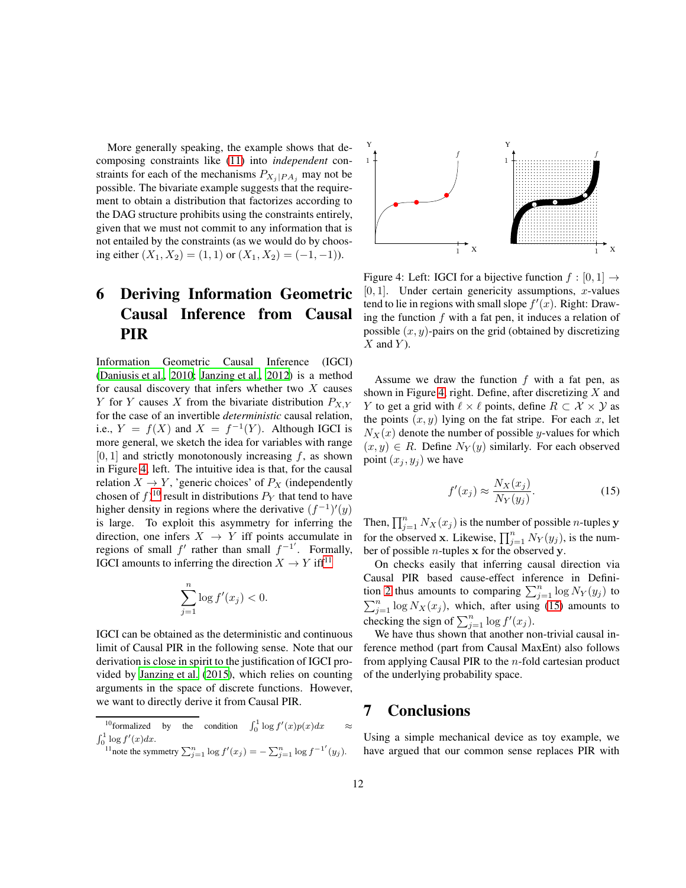More generally speaking, the example shows that decomposing constraints like (11) into *independent* constraints for each of the mechanisms $P_{X_j|PA_j}$ may not be possible. The bivariate example suggests that the requirement to obtain a distribution that factorizes according to the DAG structure prohibits using the constraints entirely, given that we must not commit to any information that is not entailed by the constraints (as we would do by choosing either $(X_1, X_2) = (1, 1)$ or $(X_1, X_2) = (-1, -1)$).

# 6 Deriving Information Geometric Causal Inference from Causal PIR

Information Geometric Causal Inference (IGCI) (Daniusis et al., 2010; Janzing et al., 2012) is a method for causal discovery that infers whether two $X$ causes $Y$ for $Y$ causes $X$ from the bivariate distribution $P_{X,Y}$ for the case of an invertible *deterministic* causal relation, i.e., $Y = f(X)$ and $X = f^{-1}(Y)$. Although IGCI is more general, we sketch the idea for variables with range $[0, 1]$ and strictly monotonously increasing $f$, as shown in Figure 4, left. The intuitive idea is that, for the causal relation $X \to Y$, 'generic choices' of $P_X$ (independently chosen of $f$)[10] result in distributions $P_Y$ that tend to have higher density in regions where the derivative $(f^{-1})'(y)$ is large. To exploit this asymmetry for inferring the direction, one infers $X \to Y$ iff points accumulate in regions of small $f'$ rather than small $f^{-1'}$. Formally, IGCI amounts to inferring the direction $X \to Y$ iff[11]

$$\sum_{j=1}^{n} \log f'(x_j) < 0.$$

IGCI can be obtained as the deterministic and continuous limit of Causal PIR in the following sense. Note that our derivation is close in spirit to the justification of IGCI provided by Janzing et al. (2015), which relies on counting arguments in the space of discrete functions. However, we want to directly derive it from Causal PIR.

[10] formalized by the condition $\int_0^1 \log f'(x)p(x)dx \approx \int_0^1 \log f'(x)dx$.

[11] note the symmetry $\sum_{j=1}^n \log f'(x_j) = -\sum_{j=1}^n \log f^{-1'}(y_j)$.

Figure 4: Left: IGCI for a bijective function $f : [0, 1] \to [0, 1]$. Under certain genericity assumptions, $x$-values tend to lie in regions with small slope $f'(x)$. Right: Drawing the function $f$ with a fat pen, it induces a relation of possible $(x, y)$-pairs on the grid (obtained by discretizing $X$ and $Y$).

Assume we draw the function $f$ with a fat pen, as shown in Figure 4, right. Define, after discretizing $X$ and $Y$ to get a grid with $\ell \times \ell$ points, define $R \subset \mathcal{X} \times \mathcal{Y}$ as the points $(x, y)$ lying on the fat stripe. For each $x$, let $N_X(x)$ denote the number of possible $y$-values for which $(x, y) \in R$. Define $N_Y(y)$ similarly. For each observed point $(x_j, y_j)$ we have

$$f'(x_j) \approx \frac{N_X(x_j)}{N_Y(y_j)}. \tag{15}$$

Then, $\prod_{j=1}^n N_X(x_j)$ is the number of possible $n$-tuples $\mathbf{y}$ for the observed $\mathbf{x}$. Likewise, $\prod_{j=1}^n N_Y(y_j)$, is the number of possible $n$-tuples $\mathbf{x}$ for the observed $\mathbf{y}$.

On checks easily that inferring causal direction via Causal PIR based cause-effect inference in Definition 2 thus amounts to comparing $\sum_{j=1}^n \log N_Y(y_j)$ to $\sum_{j=1}^n \log N_X(x_j)$, which, after using (15) amounts to checking the sign of $\sum_{j=1}^n \log f'(x_j)$.

We have thus shown that another non-trivial causal inference method (part from Causal MaxEnt) also follows from applying Causal PIR to the $n$-fold cartesian product of the underlying probability space.

# 7 Conclusions

Using a simple mechanical device as toy example, we have argued that our common sense replaces PIR with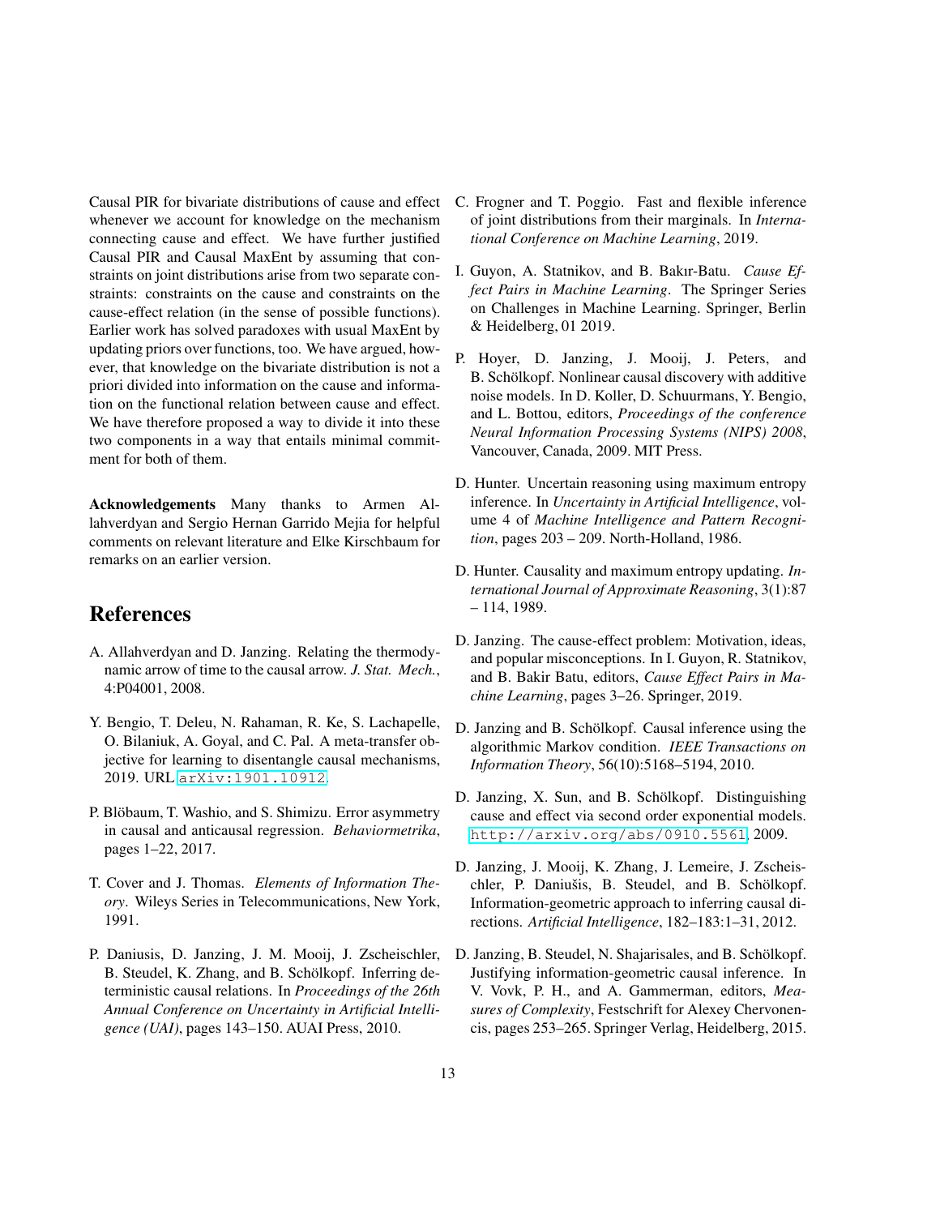Causal PIR for bivariate distributions of cause and effect whenever we account for knowledge on the mechanism connecting cause and effect. We have further justified Causal PIR and Causal MaxEnt by assuming that constraints on joint distributions arise from two separate constraints: constraints on the cause and constraints on the cause-effect relation (in the sense of possible functions). Earlier work has solved paradoxes with usual MaxEnt by updating priors over functions, too. We have argued, however, that knowledge on the bivariate distribution is not a priori divided into information on the cause and information on the functional relation between cause and effect. We have therefore proposed a way to divide it into these two components in a way that entails minimal commitment for both of them.

**Acknowledgements** Many thanks to Armen Allahverdyan and Sergio Hernan Garrido Mejia for helpful comments on relevant literature and Elke Kirschbaum for remarks on an earlier version.

# References

A. Allahverdyan and D. Janzing. Relating the thermodynamic arrow of time to the causal arrow. *J. Stat. Mech.*, 4:P04001, 2008.

Y. Bengio, T. Deleu, N. Rahaman, R. Ke, S. Lachapelle, O. Bilaniuk, A. Goyal, and C. Pal. A meta-transfer objective for learning to disentangle causal mechanisms, 2019. URL arXiv:1901.10912.

P. Blöbaum, T. Washio, and S. Shimizu. Error asymmetry in causal and anticausal regression. *Behaviormetrika*, pages 1–22, 2017.

T. Cover and J. Thomas. *Elements of Information Theory*. Wileys Series in Telecommunications, New York, 1991.

P. Daniusis, D. Janzing, J. M. Mooij, J. Zscheischler, B. Steudel, K. Zhang, and B. Schölkopf. Inferring deterministic causal relations. In *Proceedings of the 26th Annual Conference on Uncertainty in Artificial Intelligence (UAI)*, pages 143–150. AUAI Press, 2010.

C. Frogner and T. Poggio. Fast and flexible inference of joint distributions from their marginals. In *International Conference on Machine Learning*, 2019.

I. Guyon, A. Statnikov, and B. Bakır-Batu. *Cause Effect Pairs in Machine Learning*. The Springer Series on Challenges in Machine Learning. Springer, Berlin & Heidelberg, 01 2019.

P. Hoyer, D. Janzing, J. Mooij, J. Peters, and B. Schölkopf. Nonlinear causal discovery with additive noise models. In D. Koller, D. Schuurmans, Y. Bengio, and L. Bottou, editors, *Proceedings of the conference Neural Information Processing Systems (NIPS) 2008*, Vancouver, Canada, 2009. MIT Press.

D. Hunter. Uncertain reasoning using maximum entropy inference. In *Uncertainty in Artificial Intelligence*, volume 4 of *Machine Intelligence and Pattern Recognition*, pages 203 – 209. North-Holland, 1986.

D. Hunter. Causality and maximum entropy updating. *International Journal of Approximate Reasoning*, 3(1):87 – 114, 1989.

D. Janzing. The cause-effect problem: Motivation, ideas, and popular misconceptions. In I. Guyon, R. Statnikov, and B. Bakir Batu, editors, *Cause Effect Pairs in Machine Learning*, pages 3–26. Springer, 2019.

D. Janzing and B. Schölkopf. Causal inference using the algorithmic Markov condition. *IEEE Transactions on Information Theory*, 56(10):5168–5194, 2010.

D. Janzing, X. Sun, and B. Schölkopf. Distinguishing cause and effect via second order exponential models. http://arxiv.org/abs/0910.5561, 2009.

D. Janzing, J. Mooij, K. Zhang, J. Lemeire, J. Zscheischler, P. Daniušis, B. Steudel, and B. Schölkopf. Information-geometric approach to inferring causal directions. *Artificial Intelligence*, 182–183:1–31, 2012.

D. Janzing, B. Steudel, N. Shajarisales, and B. Schölkopf. Justifying information-geometric causal inference. In V. Vovk, P. H., and A. Gammerman, editors, *Measures of Complexity*, Festschrift for Alexey Chervonencis, pages 253–265. Springer Verlag, Heidelberg, 2015.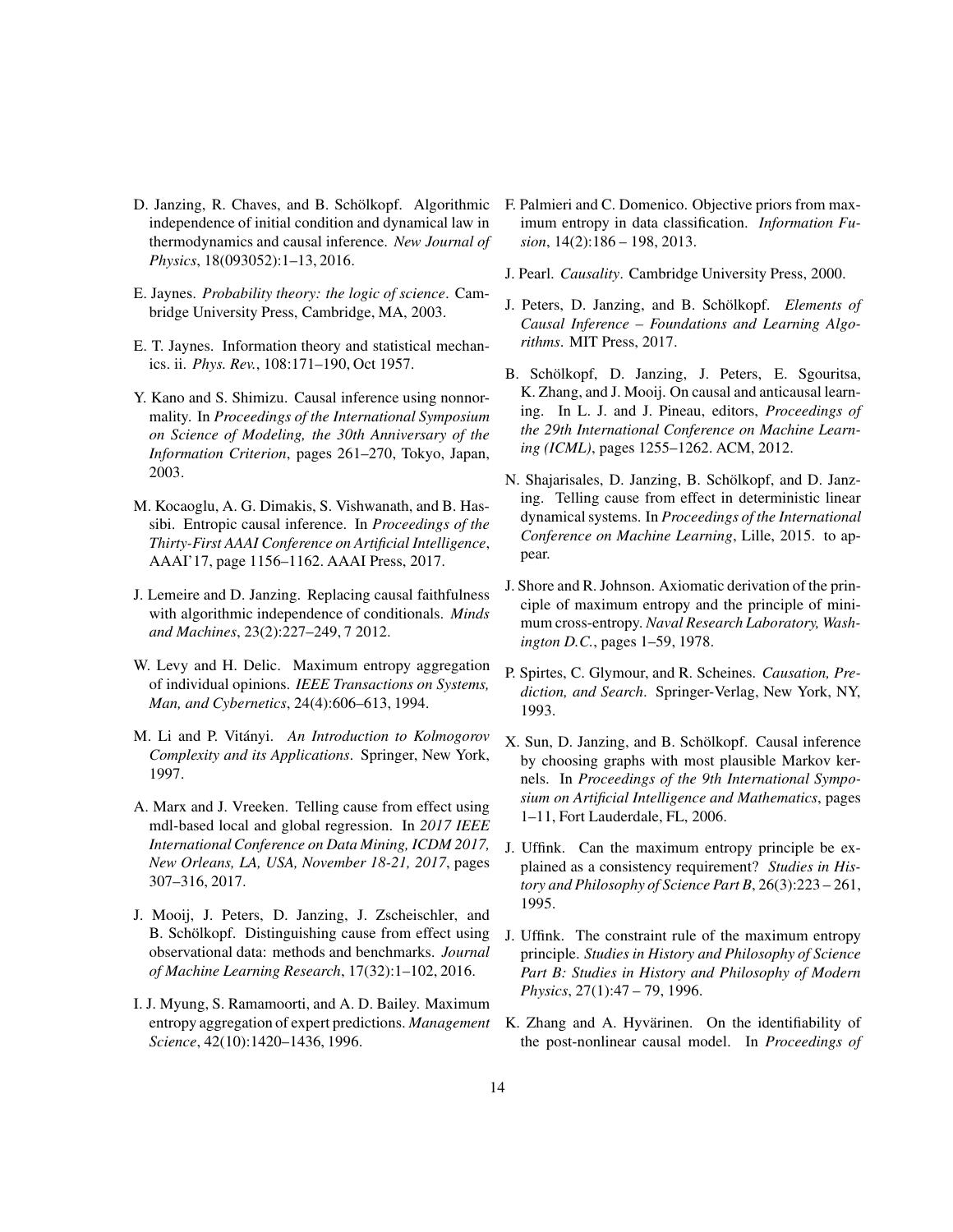D. Janzing, R. Chaves, and B. Schölkopf. Algorithmic independence of initial condition and dynamical law in thermodynamics and causal inference. *New Journal of Physics*, 18(093052):1–13, 2016.

E. Jaynes. *Probability theory: the logic of science*. Cambridge University Press, Cambridge, MA, 2003.

E. T. Jaynes. Information theory and statistical mechanics. ii. *Phys. Rev.*, 108:171–190, Oct 1957.

Y. Kano and S. Shimizu. Causal inference using nonnormality. In *Proceedings of the International Symposium on Science of Modeling, the 30th Anniversary of the Information Criterion*, pages 261–270, Tokyo, Japan, 2003.

M. Kocaoglu, A. G. Dimakis, S. Vishwanath, and B. Hassibi. Entropic causal inference. In *Proceedings of the Thirty-First AAAI Conference on Artificial Intelligence*, AAAI'17, page 1156–1162. AAAI Press, 2017.

J. Lemeire and D. Janzing. Replacing causal faithfulness with algorithmic independence of conditionals. *Minds and Machines*, 23(2):227–249, 7 2012.

W. Levy and H. Delic. Maximum entropy aggregation of individual opinions. *IEEE Transactions on Systems, Man, and Cybernetics*, 24(4):606–613, 1994.

M. Li and P. Vitányi. *An Introduction to Kolmogorov Complexity and its Applications*. Springer, New York, 1997.

A. Marx and J. Vreeken. Telling cause from effect using mdl-based local and global regression. In *2017 IEEE International Conference on Data Mining, ICDM 2017, New Orleans, LA, USA, November 18-21, 2017*, pages 307–316, 2017.

J. Mooij, J. Peters, D. Janzing, J. Zscheischler, and B. Schölkopf. Distinguishing cause from effect using observational data: methods and benchmarks. *Journal of Machine Learning Research*, 17(32):1–102, 2016.

I. J. Myung, S. Ramamoorti, and A. D. Bailey. Maximum entropy aggregation of expert predictions. *Management Science*, 42(10):1420–1436, 1996.

F. Palmieri and C. Domenico. Objective priors from maximum entropy in data classification. *Information Fusion*, 14(2):186 – 198, 2013.

J. Pearl. *Causality*. Cambridge University Press, 2000.

J. Peters, D. Janzing, and B. Schölkopf. *Elements of Causal Inference – Foundations and Learning Algorithms*. MIT Press, 2017.

B. Schölkopf, D. Janzing, J. Peters, E. Sgouritsa, K. Zhang, and J. Mooij. On causal and anticausal learning. In L. J. and J. Pineau, editors, *Proceedings of the 29th International Conference on Machine Learning (ICML)*, pages 1255–1262. ACM, 2012.

N. Shajarisales, D. Janzing, B. Schölkopf, and D. Janzing. Telling cause from effect in deterministic linear dynamical systems. In *Proceedings of the International Conference on Machine Learning*, Lille, 2015. to appear.

J. Shore and R. Johnson. Axiomatic derivation of the principle of maximum entropy and the principle of minimum cross-entropy. *Naval Research Laboratory, Washington D.C.*, pages 1–59, 1978.

P. Spirtes, C. Glymour, and R. Scheines. *Causation, Prediction, and Search*. Springer-Verlag, New York, NY, 1993.

X. Sun, D. Janzing, and B. Schölkopf. Causal inference by choosing graphs with most plausible Markov kernels. In *Proceedings of the 9th International Symposium on Artificial Intelligence and Mathematics*, pages 1–11, Fort Lauderdale, FL, 2006.

J. Uffink. Can the maximum entropy principle be explained as a consistency requirement? *Studies in History and Philosophy of Science Part B*, 26(3):223 – 261, 1995.

J. Uffink. The constraint rule of the maximum entropy principle. *Studies in History and Philosophy of Science Part B: Studies in History and Philosophy of Modern Physics*, 27(1):47 – 79, 1996.

K. Zhang and A. Hyvärinen. On the identifiability of the post-nonlinear causal model. In *Proceedings of*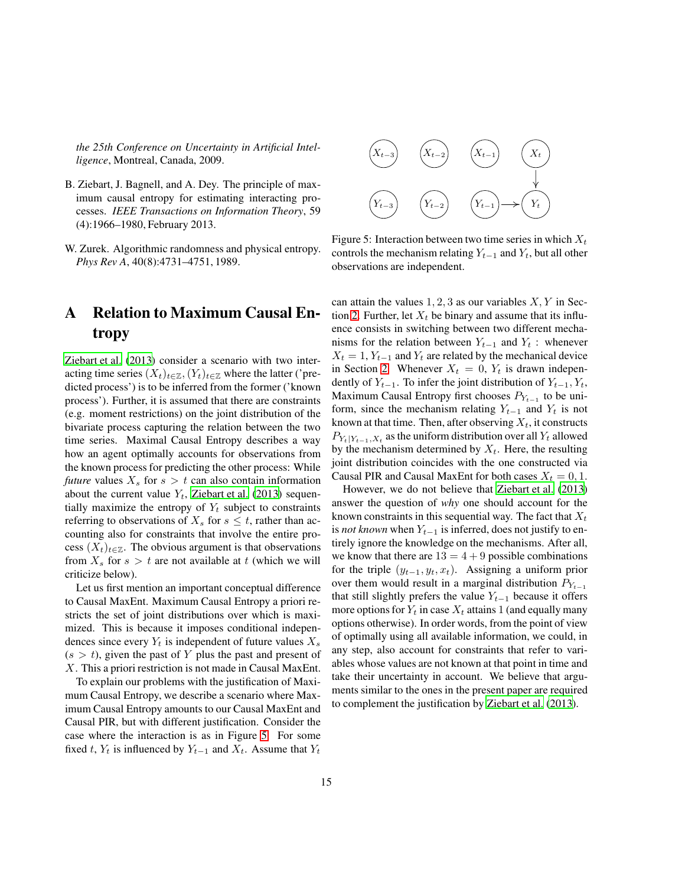the 25th Conference on Uncertainty in Artificial Intelligence*, Montreal, Canada, 2009.

B. Ziebart, J. Bagnell, and A. Dey. The principle of maximum causal entropy for estimating interacting processes. *IEEE Transactions on Information Theory*, 59 (4):1966–1980, February 2013.

W. Zurek. Algorithmic randomness and physical entropy. *Phys Rev A*, 40(8):4731–4751, 1989.

# A Relation to Maximum Causal Entropy

Ziebart et al. (2013) consider a scenario with two interacting time series $(X_t)_{t\in\mathbb{Z}}, (Y_t)_{t\in\mathbb{Z}}$ where the latter ('predicted process') is to be inferred from the former ('known process'). Further, it is assumed that there are constraints (e.g. moment restrictions) on the joint distribution of the bivariate process capturing the relation between the two time series. Maximal Causal Entropy describes a way how an agent optimally accounts for observations from the known process for predicting the other process: While *future* values $X_s$ for $s > t$ can also contain information about the current value $Y_t$, Ziebart et al. (2013) sequentially maximize the entropy of $Y_t$ subject to constraints referring to observations of $X_s$ for $s \leq t$, rather than accounting also for constraints that involve the entire process $(X_t)_{t\in\mathbb{Z}}$. The obvious argument is that observations from $X_s$ for $s > t$ are not available at $t$ (which we will criticize below).

Let us first mention an important conceptual difference to Causal MaxEnt. Maximum Causal Entropy a priori restricts the set of joint distributions over which is maximized. This is because it imposes conditional independences since every $Y_t$ is independent of future values $X_s$ ($s > t$), given the past of $Y$ plus the past and present of $X$. This a priori restriction is not made in Causal MaxEnt.

To explain our problems with the justification of Maximum Causal Entropy, we describe a scenario where Maximum Causal Entropy amounts to our Causal MaxEnt and Causal PIR, but with different justification. Consider the case where the interaction is as in Figure 5. For some fixed $t$, $Y_t$ is influenced by $Y_{t-1}$ and $X_t$. Assume that $Y_t$ can attain the values $1, 2, 3$ as our variables $X, Y$ in Section 2. Further, let $X_t$ be binary and assume that its influence consists in switching between two different mechanisms for the relation between $Y_{t-1}$ and $Y_t$ : whenever $X_t = 1$, $Y_{t-1}$ and $Y_t$ are related by the mechanical device in Section 2. Whenever $X_t = 0$, $Y_t$ is drawn independently of $Y_{t-1}$. To infer the joint distribution of $Y_{t-1}, Y_t$, Maximum Causal Entropy first chooses $P_{Y_{t-1}}$ to be uniform, since the mechanism relating $Y_{t-1}$ and $Y_t$ is not known at that time. Then, after observing $X_t$, it constructs $P_{Y_t|Y_{t-1},X_t}$ as the uniform distribution over all $Y_t$ allowed by the mechanism determined by $X_t$. Here, the resulting joint distribution coincides with the one constructed via Causal PIR and Causal MaxEnt for both cases $X_t = 0, 1$.

Figure 5: Interaction between two time series in which $X_t$ controls the mechanism relating $Y_{t-1}$ and $Y_t$, but all other observations are independent.

However, we do not believe that Ziebart et al. (2013) answer the question of *why* one should account for the known constraints in this sequential way. The fact that $X_t$ is *not known* when $Y_{t-1}$ is inferred, does not justify to entirely ignore the knowledge on the mechanisms. After all, we know that there are $13 = 4 + 9$ possible combinations for the triple $(y_{t-1}, y_t, x_t)$. Assigning a uniform prior over them would result in a marginal distribution $P_{Y_{t-1}}$ that still slightly prefers the value $Y_{t-1}$ because it offers more options for $Y_t$ in case $X_t$ attains $1$ (and equally many options otherwise). In order words, from the point of view of optimally using all available information, we could, in any step, also account for constraints that refer to variables whose values are not known at that point in time and take their uncertainty in account. We believe that arguments similar to the ones in the present paper are required to complement the justification by Ziebart et al. (2013).